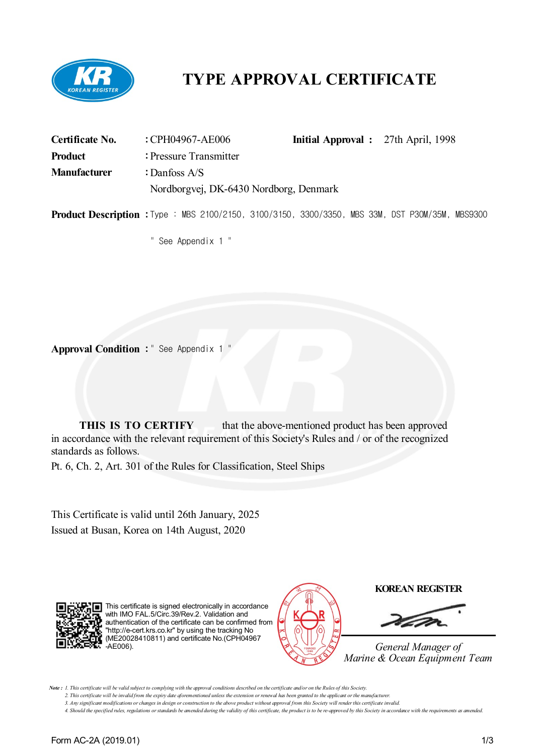# TYPE APPROVAL CERTIFICATE

**Certificate No.** : CPH04967-AE006 **Initial Approval :** 27th April, 1998

**Product** : Pressure Transmitter

**Manufacturer** : Danfoss A/S
Nordborgvej, DK-6430 Nordborg, Denmark

**Product Description** : Type : MBS 2100/2150, 3100/3150, 3300/3350, MBS 33M, DST P30M/35M, MBS9300

" See Appendix 1 "

**Approval Condition** : " See Appendix 1 "

**THIS IS TO CERTIFY** that the above-mentioned product has been approved in accordance with the relevant requirement of this Society's Rules and / or of the recognized standards as follows.

Pt. 6, Ch. 2, Art. 301 of the Rules for Classification, Steel Ships

This Certificate is valid until 26th January, 2025

Issued at Busan, Korea on 14th August, 2020

This certificate is signed electronically in accordance with IMO FAL.5/Circ.39/Rev.2. Validation and authentication of the certificate can be confirmed from "http://e-cert.krs.co.kr" by using the tracking No (ME20028410811) and certificate No.(CPH04967-AE006).

**KOREAN REGISTER**

*General Manager of*
*Marine & Ocean Equipment Team*

*Note : 1. This certificate will be valid subject to complying with the approval conditions described on the certificate and/or on the Rules of this Society.*
*2. This certificate will be invalid from the expiry date aforementioned unless the extension or renewal has been granted to the applicant or the manufacturer.*
*3. Any significant modifications or changes in design or construction to the above product without approval from this Society will render this certificate invalid.*
*4. Should the specified rules, regulations or standards be amended during the validity of this certificate, the product is to be re-approved by this Society in accordance with the requirements as amended.*

Form AC-2A (2019.01)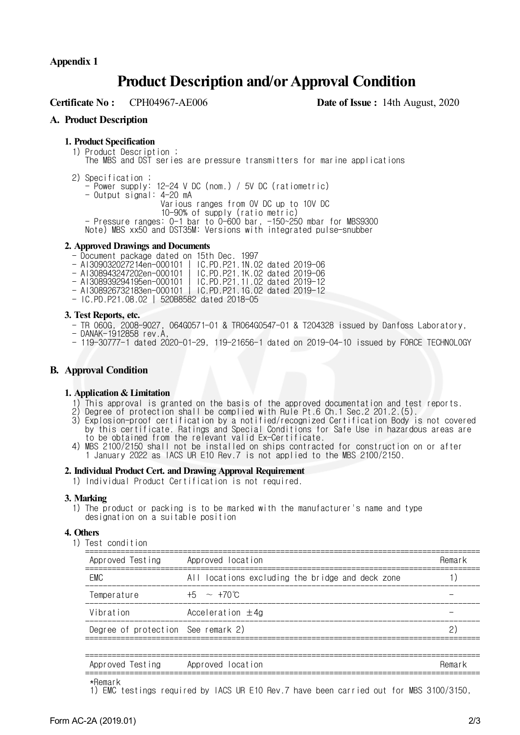**Appendix 1**

# Product Description and/or Approval Condition

**Certificate No :** CPH04967-AE006 **Date of Issue :** 14th August, 2020

## A. Product Description

### 1. Product Specification

1) Product Description ;
   The MBS and DST series are pressure transmitters for marine applications

2) Specification ;
   - Power supply: 12-24 V DC (nom.) / 5V DC (ratiometric)
   - Output signal: 4-20 mA
     Various ranges from 0V DC up to 10V DC
     10-90% of supply (ratio metric)
   - Pressure ranges: 0-1 bar to 0-600 bar, -150~250 mbar for MBS9300

   Note) MBS xx50 and DST35M: Versions with integrated pulse-snubber

### 2. Approved Drawings and Documents

- Document package dated on 15th Dec. 1997
- AI309032027214en-000101 | IC.PD.P21.1N.02 dated 2019-06
- AI308943247202en-000101 | IC.PD.P21.1K.02 dated 2019-06
- AI308939294195en-000101 | IC.PD.P21.1I.02 dated 2019-12
- AI308926732183en-000101 | IC.PD.P21.1G.02 dated 2019-12
- IC.PD.P21.08.02 | 520B8582 dated 2018-05

### 3. Test Reports, etc.

- TR 060G, 2008-9027, 064G0571-01 & TR064G0547-01 & T204328 issued by Danfoss Laboratory,
- DANAK-1912858 rev.A,
- 119-30777-1 dated 2020-01-29, 119-21656-1 dated on 2019-04-10 issued by FORCE TECHNOLOGY

## B. Approval Condition

### 1. Application & Limitation

1) This approval is granted on the basis of the approved documentation and test reports.
2) Degree of protection shall be complied with Rule Pt.6 Ch.1 Sec.2 201.2.(5).
3) Explosion-proof certification by a notified/recognized Certification Body is not covered by this certificate. Ratings and Special Conditions for Safe Use in hazardous areas are to be obtained from the relevant valid Ex-Certificate.
4) MBS 2100/2150 shall not be installed on ships contracted for construction on or after 1 January 2022 as IACS UR E10 Rev.7 is not applied to the MBS 2100/2150.

### 2. Individual Product Cert. and Drawing Approval Requirement

1) Individual Product Certification is not required.

### 3. Marking

1) The product or packing is to be marked with the manufacturer's name and type designation on a suitable position

### 4. Others

1) Test condition

| Approved Testing | Approved location | Remark |
|---|---|---|
| EMC | All locations excluding the bridge and deck zone | 1) |
| Temperature | +5 ~ +70℃ | - |
| Vibration | Acceleration ±4g | - |
| Degree of protection | See remark 2) | 2) |

| Approved Testing | Approved location | Remark |
|---|---|---|

*Remark
1) EMC testings required by IACS UR E10 Rev.7 have been carried out for MBS 3100/3150,

Form AC-2A (2019.01)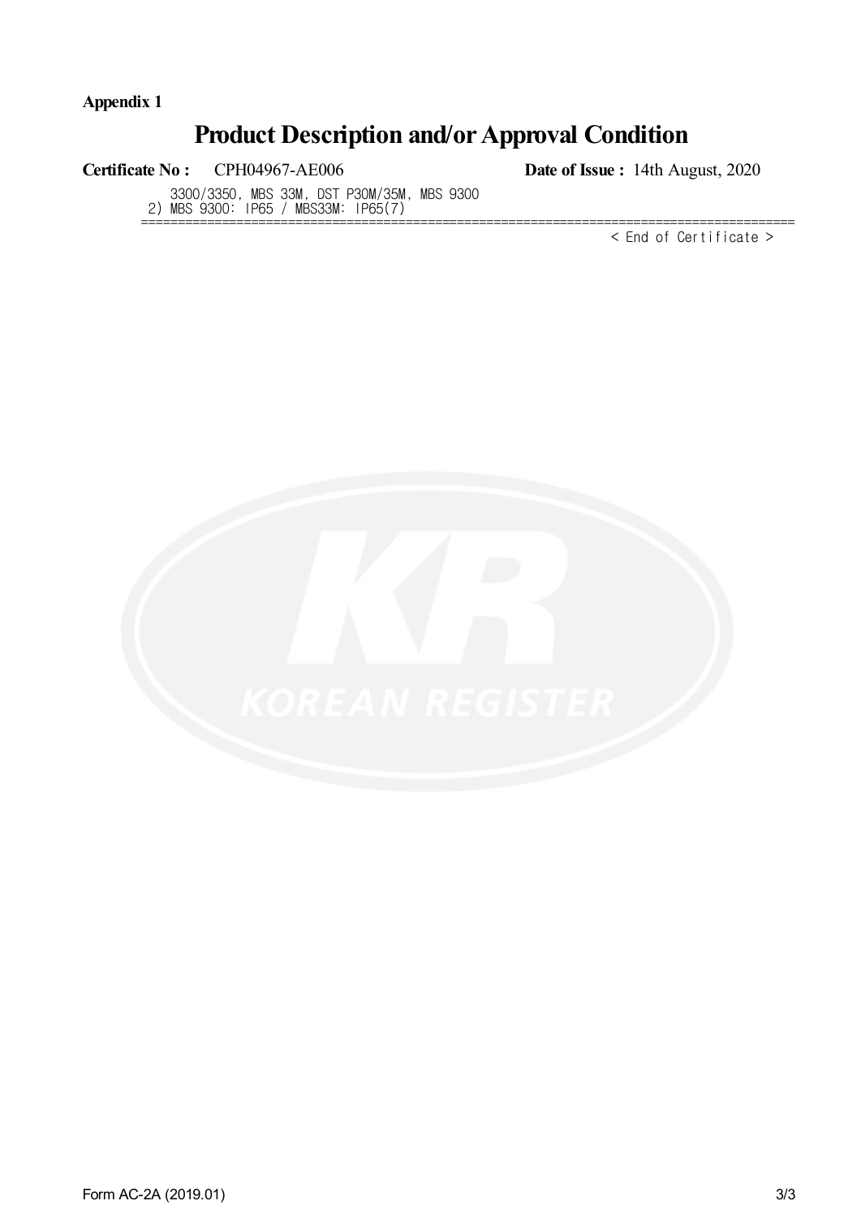**Appendix 1**

# Product Description and/or Approval Condition

**Certificate No :** CPH04967-AE006 **Date of Issue :** 14th August, 2020

3300/3350, MBS 33M, DST P30M/35M, MBS 9300
2) MBS 9300: IP65 / MBS33M: IP65(7)

==========================================================================================

< End of Certificate >

Form AC-2A (2019.01)